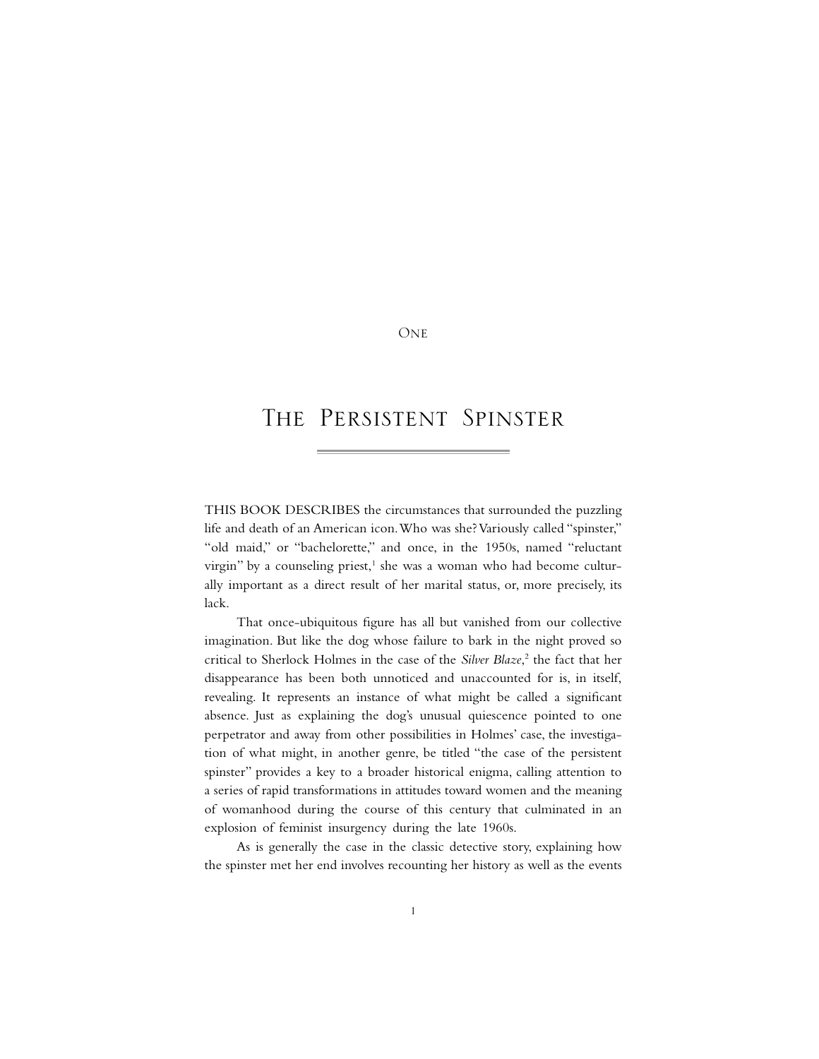One

# The Persistent Spinster

THIS BOOK DESCRIBES the circumstances that surrounded the puzzling life and death of an American icon. Who was she? Variously called "spinster," "old maid," or "bachelorette," and once, in the 1950s, named "reluctant virgin" by a counseling priest,[1] she was a woman who had become culturally important as a direct result of her marital status, or, more precisely, its lack.

That once-ubiquitous figure has all but vanished from our collective imagination. But like the dog whose failure to bark in the night proved so critical to Sherlock Holmes in the case of the *Silver Blaze*,[2] the fact that her disappearance has been both unnoticed and unaccounted for is, in itself, revealing. It represents an instance of what might be called a significant absence. Just as explaining the dog's unusual quiescence pointed to one perpetrator and away from other possibilities in Holmes' case, the investigation of what might, in another genre, be titled "the case of the persistent spinster" provides a key to a broader historical enigma, calling attention to a series of rapid transformations in attitudes toward women and the meaning of womanhood during the course of this century that culminated in an explosion of feminist insurgency during the late 1960s.

As is generally the case in the classic detective story, explaining how the spinster met her end involves recounting her history as well as the events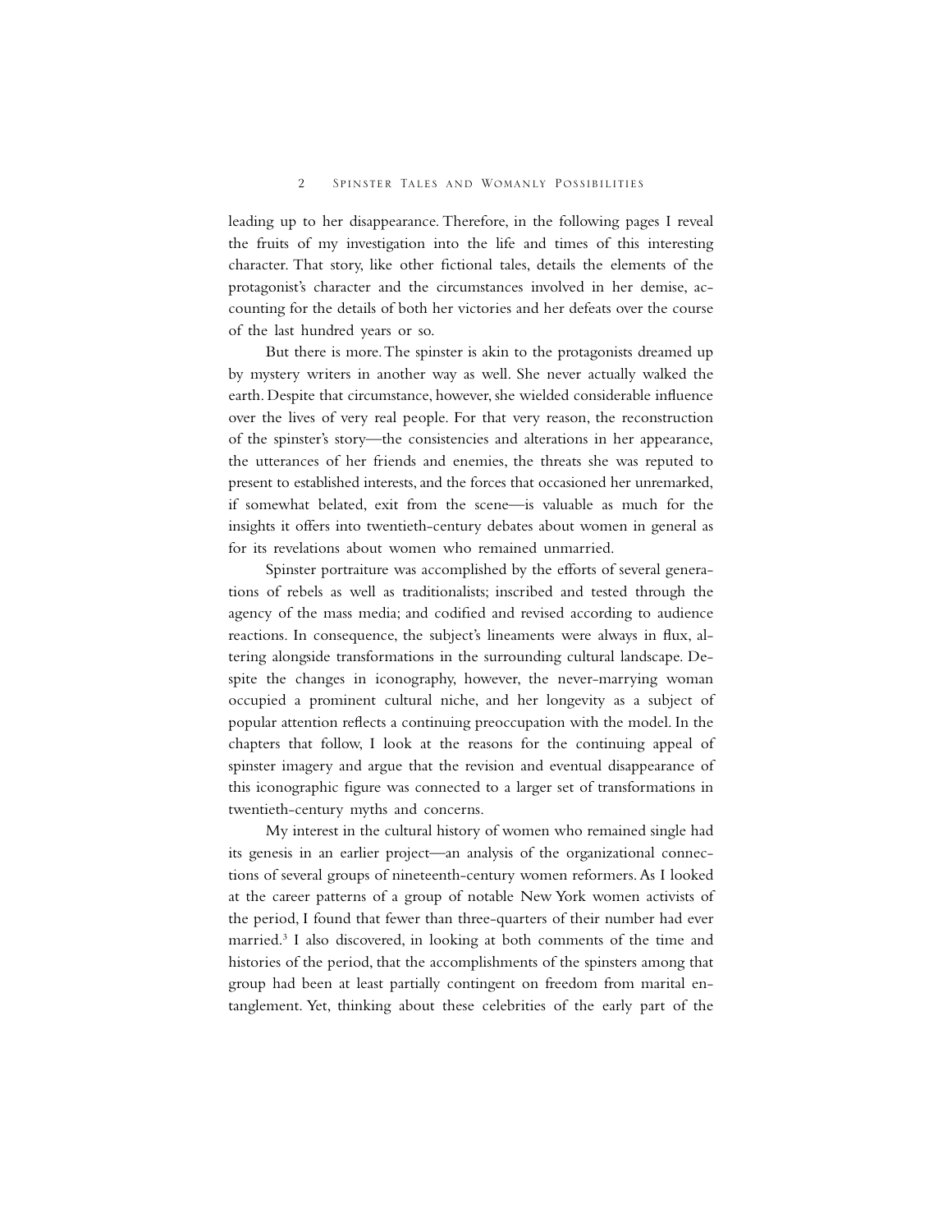leading up to her disappearance. Therefore, in the following pages I reveal the fruits of my investigation into the life and times of this interesting character. That story, like other fictional tales, details the elements of the protagonist's character and the circumstances involved in her demise, accounting for the details of both her victories and her defeats over the course of the last hundred years or so.

But there is more. The spinster is akin to the protagonists dreamed up by mystery writers in another way as well. She never actually walked the earth. Despite that circumstance, however, she wielded considerable influence over the lives of very real people. For that very reason, the reconstruction of the spinster's story—the consistencies and alterations in her appearance, the utterances of her friends and enemies, the threats she was reputed to present to established interests, and the forces that occasioned her unremarked, if somewhat belated, exit from the scene—is valuable as much for the insights it offers into twentieth-century debates about women in general as for its revelations about women who remained unmarried.

Spinster portraiture was accomplished by the efforts of several generations of rebels as well as traditionalists; inscribed and tested through the agency of the mass media; and codified and revised according to audience reactions. In consequence, the subject's lineaments were always in flux, altering alongside transformations in the surrounding cultural landscape. Despite the changes in iconography, however, the never-marrying woman occupied a prominent cultural niche, and her longevity as a subject of popular attention reflects a continuing preoccupation with the model. In the chapters that follow, I look at the reasons for the continuing appeal of spinster imagery and argue that the revision and eventual disappearance of this iconographic figure was connected to a larger set of transformations in twentieth-century myths and concerns.

My interest in the cultural history of women who remained single had its genesis in an earlier project—an analysis of the organizational connections of several groups of nineteenth-century women reformers. As I looked at the career patterns of a group of notable New York women activists of the period, I found that fewer than three-quarters of their number had ever married.[3] I also discovered, in looking at both comments of the time and histories of the period, that the accomplishments of the spinsters among that group had been at least partially contingent on freedom from marital entanglement. Yet, thinking about these celebrities of the early part of the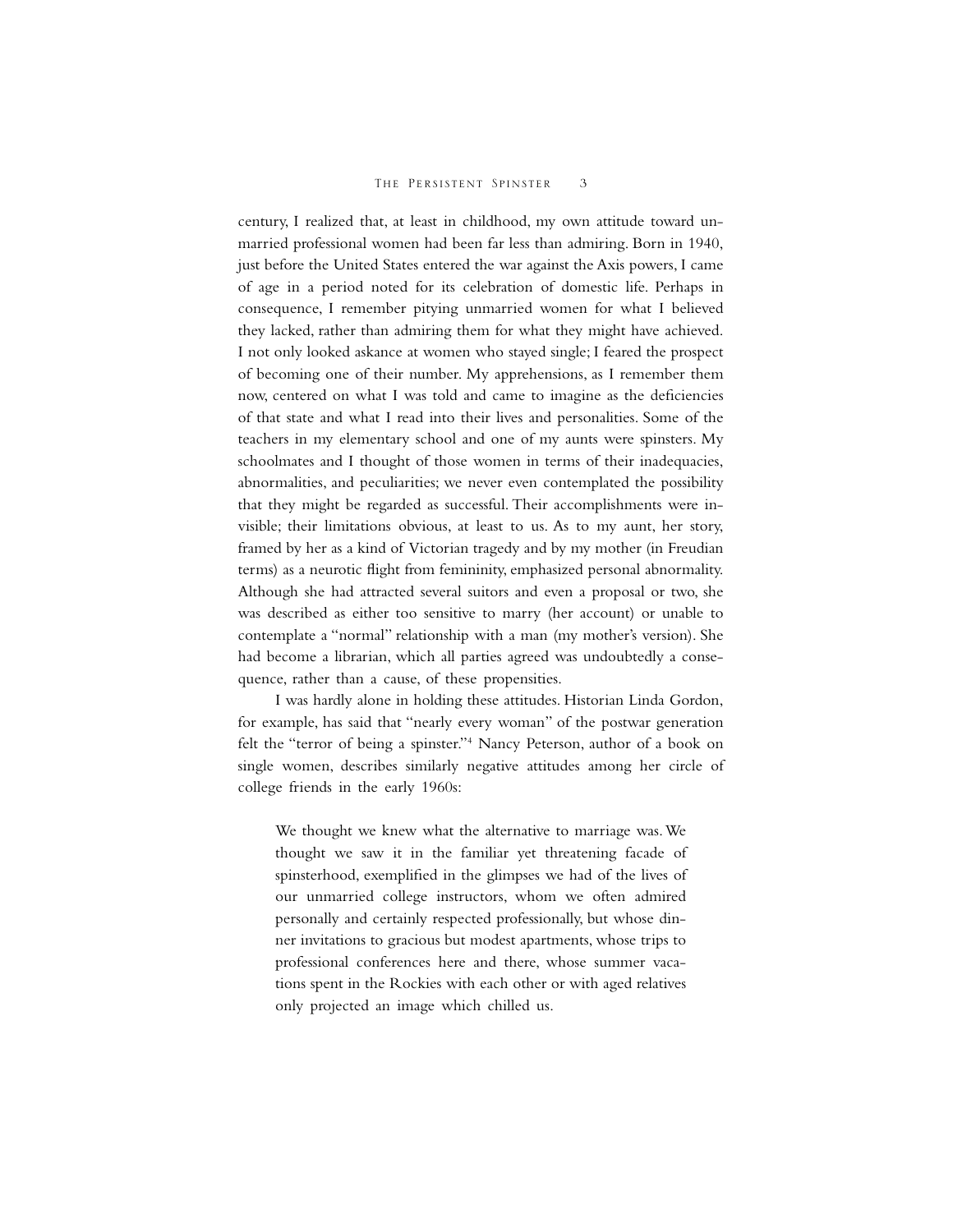century, I realized that, at least in childhood, my own attitude toward unmarried professional women had been far less than admiring. Born in 1940, just before the United States entered the war against the Axis powers, I came of age in a period noted for its celebration of domestic life. Perhaps in consequence, I remember pitying unmarried women for what I believed they lacked, rather than admiring them for what they might have achieved. I not only looked askance at women who stayed single; I feared the prospect of becoming one of their number. My apprehensions, as I remember them now, centered on what I was told and came to imagine as the deficiencies of that state and what I read into their lives and personalities. Some of the teachers in my elementary school and one of my aunts were spinsters. My schoolmates and I thought of those women in terms of their inadequacies, abnormalities, and peculiarities; we never even contemplated the possibility that they might be regarded as successful. Their accomplishments were invisible; their limitations obvious, at least to us. As to my aunt, her story, framed by her as a kind of Victorian tragedy and by my mother (in Freudian terms) as a neurotic flight from femininity, emphasized personal abnormality. Although she had attracted several suitors and even a proposal or two, she was described as either too sensitive to marry (her account) or unable to contemplate a "normal" relationship with a man (my mother's version). She had become a librarian, which all parties agreed was undoubtedly a consequence, rather than a cause, of these propensities.

I was hardly alone in holding these attitudes. Historian Linda Gordon, for example, has said that "nearly every woman" of the postwar generation felt the "terror of being a spinster."[4] Nancy Peterson, author of a book on single women, describes similarly negative attitudes among her circle of college friends in the early 1960s:

> We thought we knew what the alternative to marriage was. We thought we saw it in the familiar yet threatening facade of spinsterhood, exemplified in the glimpses we had of the lives of our unmarried college instructors, whom we often admired personally and certainly respected professionally, but whose dinner invitations to gracious but modest apartments, whose trips to professional conferences here and there, whose summer vacations spent in the Rockies with each other or with aged relatives only projected an image which chilled us.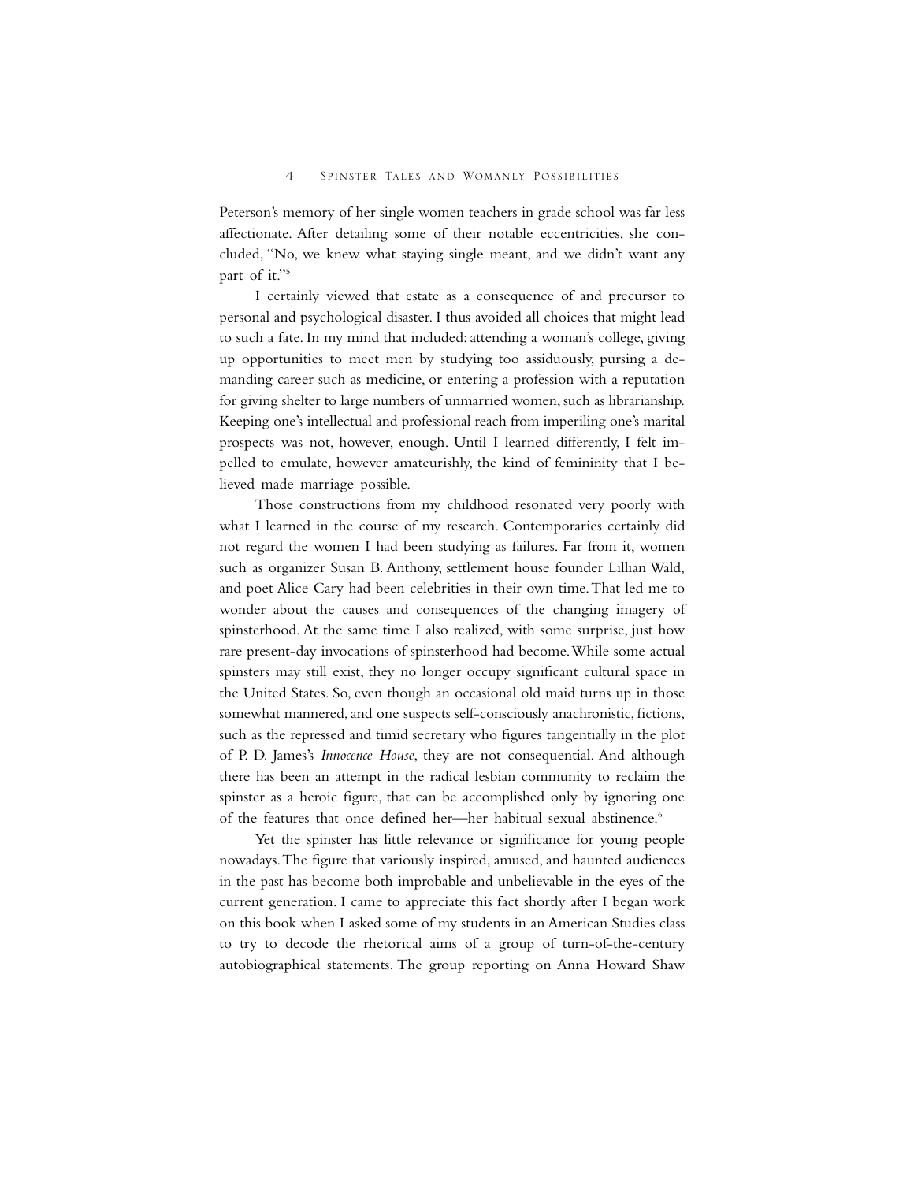Peterson's memory of her single women teachers in grade school was far less affectionate. After detailing some of their notable eccentricities, she concluded, "No, we knew what staying single meant, and we didn't want any part of it."[5]

I certainly viewed that estate as a consequence of and precursor to personal and psychological disaster. I thus avoided all choices that might lead to such a fate. In my mind that included: attending a woman's college, giving up opportunities to meet men by studying too assiduously, pursing a demanding career such as medicine, or entering a profession with a reputation for giving shelter to large numbers of unmarried women, such as librarianship. Keeping one's intellectual and professional reach from imperiling one's marital prospects was not, however, enough. Until I learned differently, I felt impelled to emulate, however amateurishly, the kind of femininity that I believed made marriage possible.

Those constructions from my childhood resonated very poorly with what I learned in the course of my research. Contemporaries certainly did not regard the women I had been studying as failures. Far from it, women such as organizer Susan B. Anthony, settlement house founder Lillian Wald, and poet Alice Cary had been celebrities in their own time. That led me to wonder about the causes and consequences of the changing imagery of spinsterhood. At the same time I also realized, with some surprise, just how rare present-day invocations of spinsterhood had become. While some actual spinsters may still exist, they no longer occupy significant cultural space in the United States. So, even though an occasional old maid turns up in those somewhat mannered, and one suspects self-consciously anachronistic, fictions, such as the repressed and timid secretary who figures tangentially in the plot of P. D. James's *Innocence House*, they are not consequential. And although there has been an attempt in the radical lesbian community to reclaim the spinster as a heroic figure, that can be accomplished only by ignoring one of the features that once defined her—her habitual sexual abstinence.[6]

Yet the spinster has little relevance or significance for young people nowadays. The figure that variously inspired, amused, and haunted audiences in the past has become both improbable and unbelievable in the eyes of the current generation. I came to appreciate this fact shortly after I began work on this book when I asked some of my students in an American Studies class to try to decode the rhetorical aims of a group of turn-of-the-century autobiographical statements. The group reporting on Anna Howard Shaw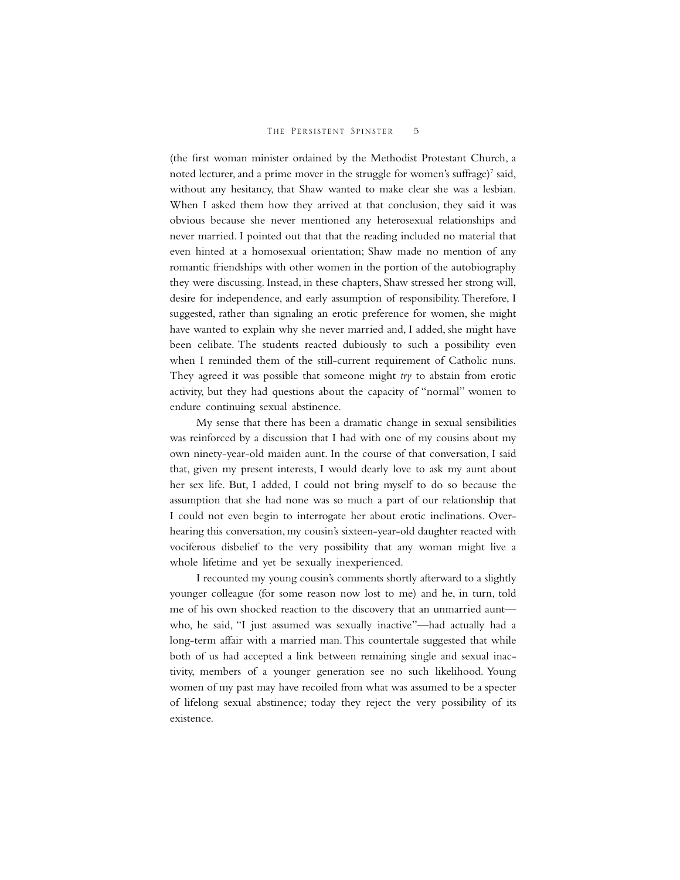(the first woman minister ordained by the Methodist Protestant Church, a noted lecturer, and a prime mover in the struggle for women's suffrage)[7] said, without any hesitancy, that Shaw wanted to make clear she was a lesbian. When I asked them how they arrived at that conclusion, they said it was obvious because she never mentioned any heterosexual relationships and never married. I pointed out that that the reading included no material that even hinted at a homosexual orientation; Shaw made no mention of any romantic friendships with other women in the portion of the autobiography they were discussing. Instead, in these chapters, Shaw stressed her strong will, desire for independence, and early assumption of responsibility. Therefore, I suggested, rather than signaling an erotic preference for women, she might have wanted to explain why she never married and, I added, she might have been celibate. The students reacted dubiously to such a possibility even when I reminded them of the still-current requirement of Catholic nuns. They agreed it was possible that someone might *try* to abstain from erotic activity, but they had questions about the capacity of "normal" women to endure continuing sexual abstinence.

My sense that there has been a dramatic change in sexual sensibilities was reinforced by a discussion that I had with one of my cousins about my own ninety-year-old maiden aunt. In the course of that conversation, I said that, given my present interests, I would dearly love to ask my aunt about her sex life. But, I added, I could not bring myself to do so because the assumption that she had none was so much a part of our relationship that I could not even begin to interrogate her about erotic inclinations. Overhearing this conversation, my cousin's sixteen-year-old daughter reacted with vociferous disbelief to the very possibility that any woman might live a whole lifetime and yet be sexually inexperienced.

I recounted my young cousin's comments shortly afterward to a slightly younger colleague (for some reason now lost to me) and he, in turn, told me of his own shocked reaction to the discovery that an unmarried aunt—who, he said, "I just assumed was sexually inactive"—had actually had a long-term affair with a married man. This countertale suggested that while both of us had accepted a link between remaining single and sexual inactivity, members of a younger generation see no such likelihood. Young women of my past may have recoiled from what was assumed to be a specter of lifelong sexual abstinence; today they reject the very possibility of its existence.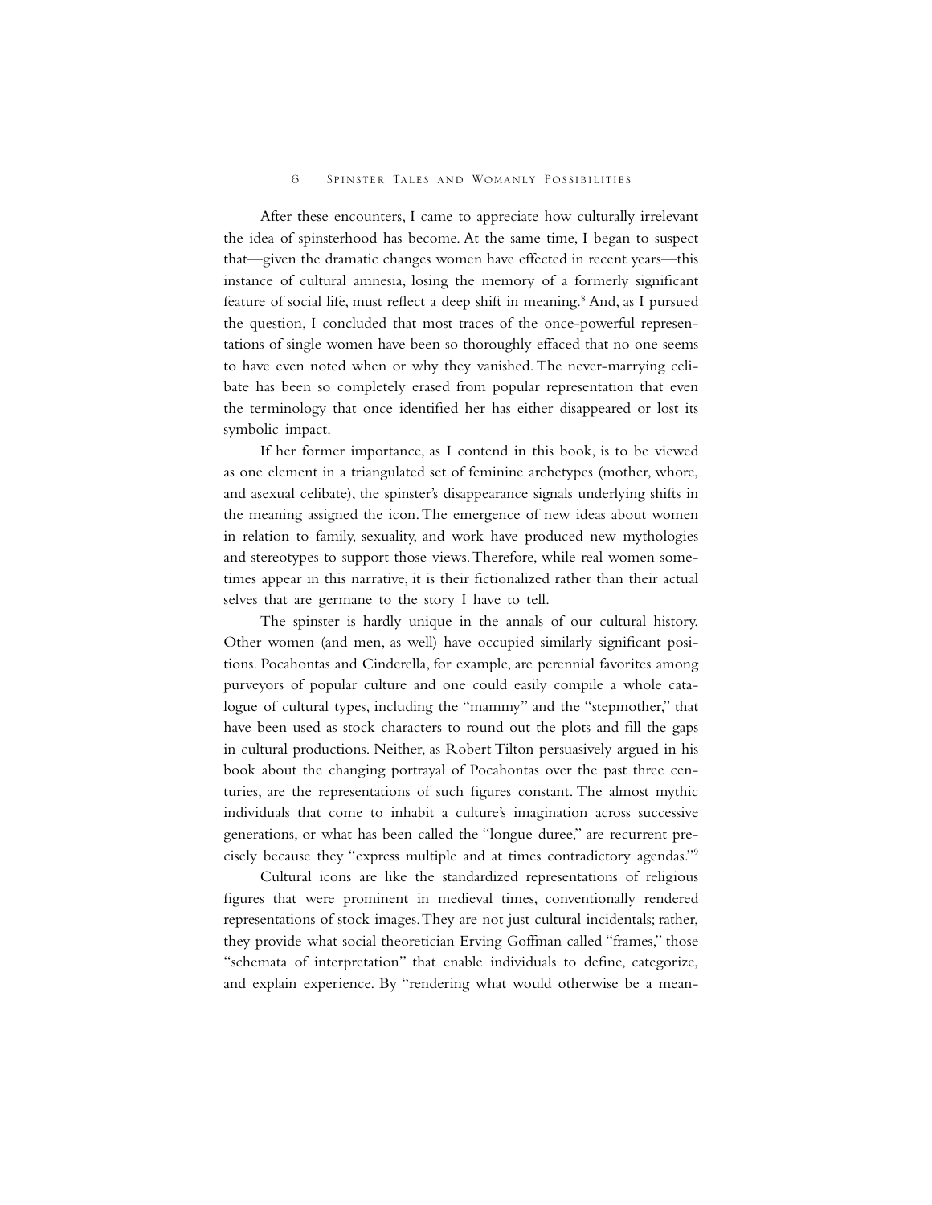After these encounters, I came to appreciate how culturally irrelevant the idea of spinsterhood has become. At the same time, I began to suspect that—given the dramatic changes women have effected in recent years—this instance of cultural amnesia, losing the memory of a formerly significant feature of social life, must reflect a deep shift in meaning.[8] And, as I pursued the question, I concluded that most traces of the once-powerful representations of single women have been so thoroughly effaced that no one seems to have even noted when or why they vanished. The never-marrying celibate has been so completely erased from popular representation that even the terminology that once identified her has either disappeared or lost its symbolic impact.

If her former importance, as I contend in this book, is to be viewed as one element in a triangulated set of feminine archetypes (mother, whore, and asexual celibate), the spinster's disappearance signals underlying shifts in the meaning assigned the icon. The emergence of new ideas about women in relation to family, sexuality, and work have produced new mythologies and stereotypes to support those views. Therefore, while real women sometimes appear in this narrative, it is their fictionalized rather than their actual selves that are germane to the story I have to tell.

The spinster is hardly unique in the annals of our cultural history. Other women (and men, as well) have occupied similarly significant positions. Pocahontas and Cinderella, for example, are perennial favorites among purveyors of popular culture and one could easily compile a whole catalogue of cultural types, including the "mammy" and the "stepmother," that have been used as stock characters to round out the plots and fill the gaps in cultural productions. Neither, as Robert Tilton persuasively argued in his book about the changing portrayal of Pocahontas over the past three centuries, are the representations of such figures constant. The almost mythic individuals that come to inhabit a culture's imagination across successive generations, or what has been called the "longue duree," are recurrent precisely because they "express multiple and at times contradictory agendas."[9]

Cultural icons are like the standardized representations of religious figures that were prominent in medieval times, conventionally rendered representations of stock images. They are not just cultural incidentals; rather, they provide what social theoretician Erving Goffman called "frames," those "schemata of interpretation" that enable individuals to define, categorize, and explain experience. By "rendering what would otherwise be a mean-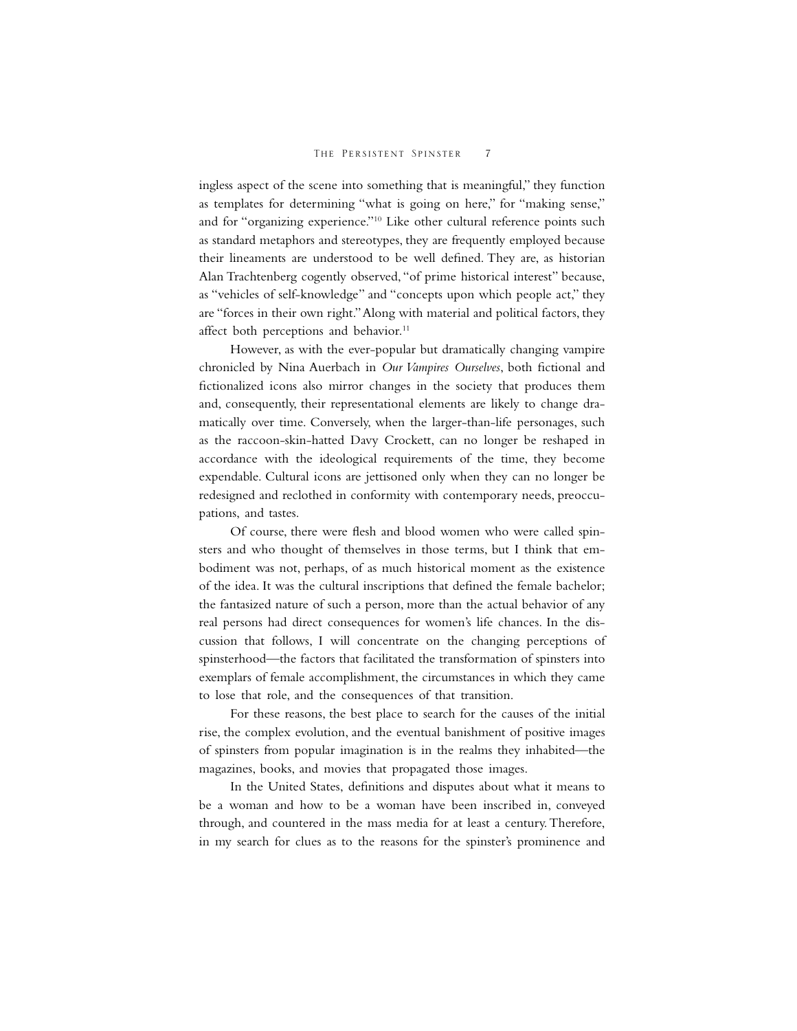ingless aspect of the scene into something that is meaningful," they function as templates for determining "what is going on here," for "making sense," and for "organizing experience."[10] Like other cultural reference points such as standard metaphors and stereotypes, they are frequently employed because their lineaments are understood to be well defined. They are, as historian Alan Trachtenberg cogently observed, "of prime historical interest" because, as "vehicles of self-knowledge" and "concepts upon which people act," they are "forces in their own right." Along with material and political factors, they affect both perceptions and behavior.[11]

However, as with the ever-popular but dramatically changing vampire chronicled by Nina Auerbach in *Our Vampires Ourselves*, both fictional and fictionalized icons also mirror changes in the society that produces them and, consequently, their representational elements are likely to change dramatically over time. Conversely, when the larger-than-life personages, such as the raccoon-skin-hatted Davy Crockett, can no longer be reshaped in accordance with the ideological requirements of the time, they become expendable. Cultural icons are jettisoned only when they can no longer be redesigned and reclothed in conformity with contemporary needs, preoccupations, and tastes.

Of course, there were flesh and blood women who were called spinsters and who thought of themselves in those terms, but I think that embodiment was not, perhaps, of as much historical moment as the existence of the idea. It was the cultural inscriptions that defined the female bachelor; the fantasized nature of such a person, more than the actual behavior of any real persons had direct consequences for women's life chances. In the discussion that follows, I will concentrate on the changing perceptions of spinsterhood—the factors that facilitated the transformation of spinsters into exemplars of female accomplishment, the circumstances in which they came to lose that role, and the consequences of that transition.

For these reasons, the best place to search for the causes of the initial rise, the complex evolution, and the eventual banishment of positive images of spinsters from popular imagination is in the realms they inhabited—the magazines, books, and movies that propagated those images.

In the United States, definitions and disputes about what it means to be a woman and how to be a woman have been inscribed in, conveyed through, and countered in the mass media for at least a century. Therefore, in my search for clues as to the reasons for the spinster's prominence and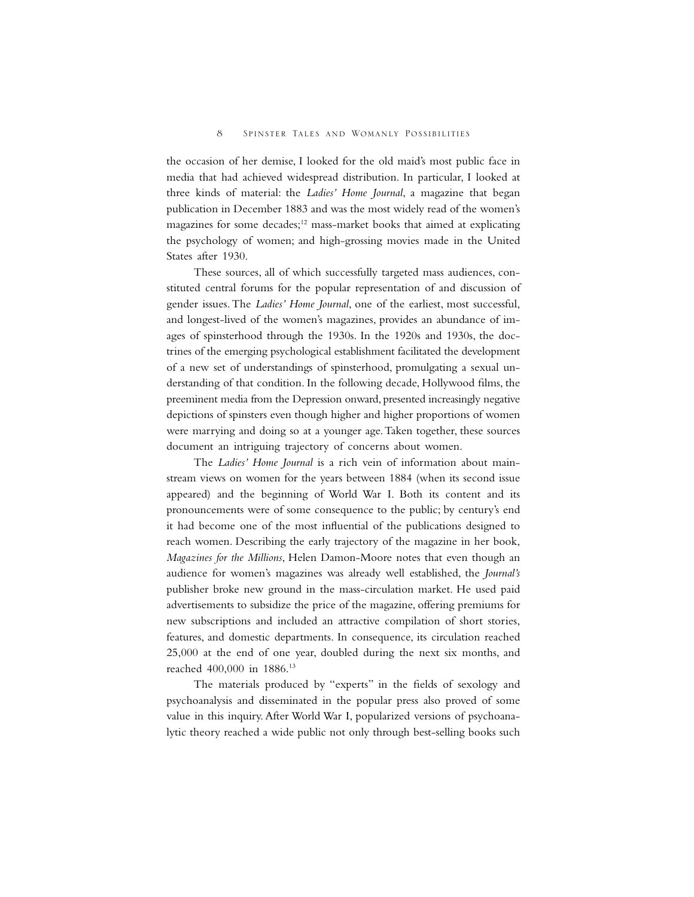the occasion of her demise, I looked for the old maid's most public face in media that had achieved widespread distribution. In particular, I looked at three kinds of material: the *Ladies' Home Journal*, a magazine that began publication in December 1883 and was the most widely read of the women's magazines for some decades;[12] mass-market books that aimed at explicating the psychology of women; and high-grossing movies made in the United States after 1930.

These sources, all of which successfully targeted mass audiences, constituted central forums for the popular representation of and discussion of gender issues. The *Ladies' Home Journal*, one of the earliest, most successful, and longest-lived of the women's magazines, provides an abundance of images of spinsterhood through the 1930s. In the 1920s and 1930s, the doctrines of the emerging psychological establishment facilitated the development of a new set of understandings of spinsterhood, promulgating a sexual understanding of that condition. In the following decade, Hollywood films, the preeminent media from the Depression onward, presented increasingly negative depictions of spinsters even though higher and higher proportions of women were marrying and doing so at a younger age. Taken together, these sources document an intriguing trajectory of concerns about women.

The *Ladies' Home Journal* is a rich vein of information about mainstream views on women for the years between 1884 (when its second issue appeared) and the beginning of World War I. Both its content and its pronouncements were of some consequence to the public; by century's end it had become one of the most influential of the publications designed to reach women. Describing the early trajectory of the magazine in her book, *Magazines for the Millions*, Helen Damon-Moore notes that even though an audience for women's magazines was already well established, the *Journal's* publisher broke new ground in the mass-circulation market. He used paid advertisements to subsidize the price of the magazine, offering premiums for new subscriptions and included an attractive compilation of short stories, features, and domestic departments. In consequence, its circulation reached 25,000 at the end of one year, doubled during the next six months, and reached 400,000 in 1886.[13]

The materials produced by "experts" in the fields of sexology and psychoanalysis and disseminated in the popular press also proved of some value in this inquiry. After World War I, popularized versions of psychoanalytic theory reached a wide public not only through best-selling books such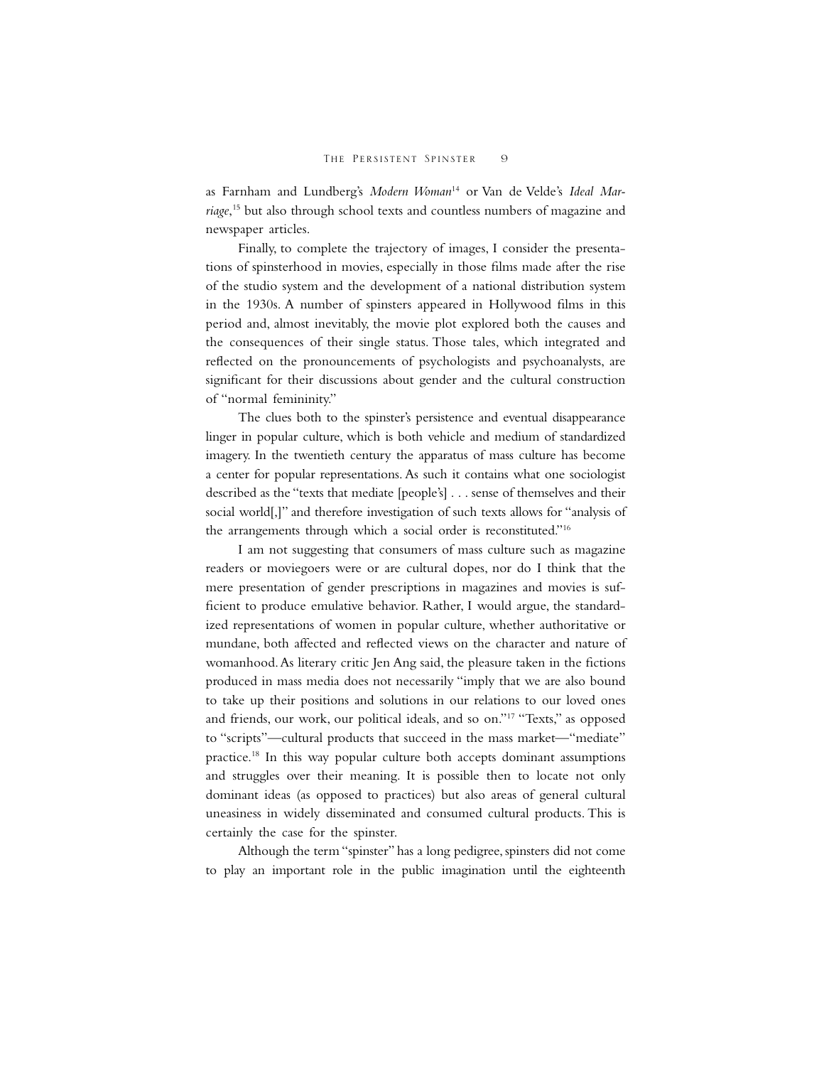as Farnham and Lundberg's *Modern Woman*[14] or Van de Velde's *Ideal Marriage*,[15] but also through school texts and countless numbers of magazine and newspaper articles.

Finally, to complete the trajectory of images, I consider the presentations of spinsterhood in movies, especially in those films made after the rise of the studio system and the development of a national distribution system in the 1930s. A number of spinsters appeared in Hollywood films in this period and, almost inevitably, the movie plot explored both the causes and the consequences of their single status. Those tales, which integrated and reflected on the pronouncements of psychologists and psychoanalysts, are significant for their discussions about gender and the cultural construction of "normal femininity."

The clues both to the spinster's persistence and eventual disappearance linger in popular culture, which is both vehicle and medium of standardized imagery. In the twentieth century the apparatus of mass culture has become a center for popular representations. As such it contains what one sociologist described as the "texts that mediate [people's] . . . sense of themselves and their social world[,]" and therefore investigation of such texts allows for "analysis of the arrangements through which a social order is reconstituted."[16]

I am not suggesting that consumers of mass culture such as magazine readers or moviegoers were or are cultural dopes, nor do I think that the mere presentation of gender prescriptions in magazines and movies is sufficient to produce emulative behavior. Rather, I would argue, the standardized representations of women in popular culture, whether authoritative or mundane, both affected and reflected views on the character and nature of womanhood. As literary critic Jen Ang said, the pleasure taken in the fictions produced in mass media does not necessarily "imply that we are also bound to take up their positions and solutions in our relations to our loved ones and friends, our work, our political ideals, and so on."[17] "Texts," as opposed to "scripts"—cultural products that succeed in the mass market—"mediate" practice.[18] In this way popular culture both accepts dominant assumptions and struggles over their meaning. It is possible then to locate not only dominant ideas (as opposed to practices) but also areas of general cultural uneasiness in widely disseminated and consumed cultural products. This is certainly the case for the spinster.

Although the term "spinster" has a long pedigree, spinsters did not come to play an important role in the public imagination until the eighteenth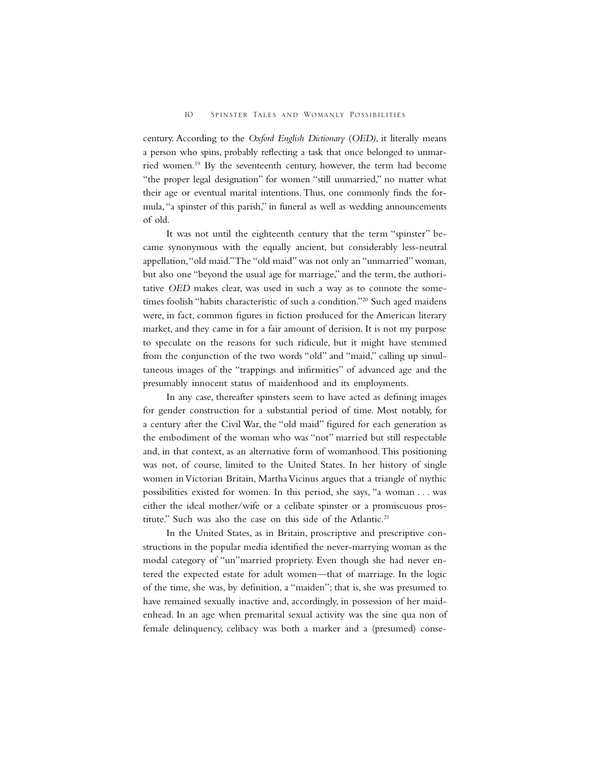century. According to the *Oxford English Dictionary* (*OED)*, it literally means a person who spins, probably reflecting a task that once belonged to unmarried women.[19] By the seventeenth century, however, the term had become "the proper legal designation" for women "still unmarried," no matter what their age or eventual marital intentions. Thus, one commonly finds the formula, "a spinster of this parish," in funeral as well as wedding announcements of old.

It was not until the eighteenth century that the term "spinster" became synonymous with the equally ancient, but considerably less-neutral appellation, "old maid." The "old maid" was not only an "unmarried" woman, but also one "beyond the usual age for marriage," and the term, the authoritative *OED* makes clear, was used in such a way as to connote the sometimes foolish "habits characteristic of such a condition."[20] Such aged maidens were, in fact, common figures in fiction produced for the American literary market, and they came in for a fair amount of derision. It is not my purpose to speculate on the reasons for such ridicule, but it might have stemmed from the conjunction of the two words "old" and "maid," calling up simultaneous images of the "trappings and infirmities" of advanced age and the presumably innocent status of maidenhood and its employments.

In any case, thereafter spinsters seem to have acted as defining images for gender construction for a substantial period of time. Most notably, for a century after the Civil War, the "old maid" figured for each generation as the embodiment of the woman who was "not" married but still respectable and, in that context, as an alternative form of womanhood. This positioning was not, of course, limited to the United States. In her history of single women in Victorian Britain, Martha Vicinus argues that a triangle of mythic possibilities existed for women. In this period, she says, "a woman . . . was either the ideal mother/wife or a celibate spinster or a promiscuous prostitute." Such was also the case on this side of the Atlantic.[21]

In the United States, as in Britain, proscriptive and prescriptive constructions in the popular media identified the never-marrying woman as the modal category of "un"married propriety. Even though she had never entered the expected estate for adult women—that of marriage. In the logic of the time, she was, by definition, a "maiden"; that is, she was presumed to have remained sexually inactive and, accordingly, in possession of her maidenhead. In an age when premarital sexual activity was the sine qua non of female delinquency, celibacy was both a marker and a (presumed) conse-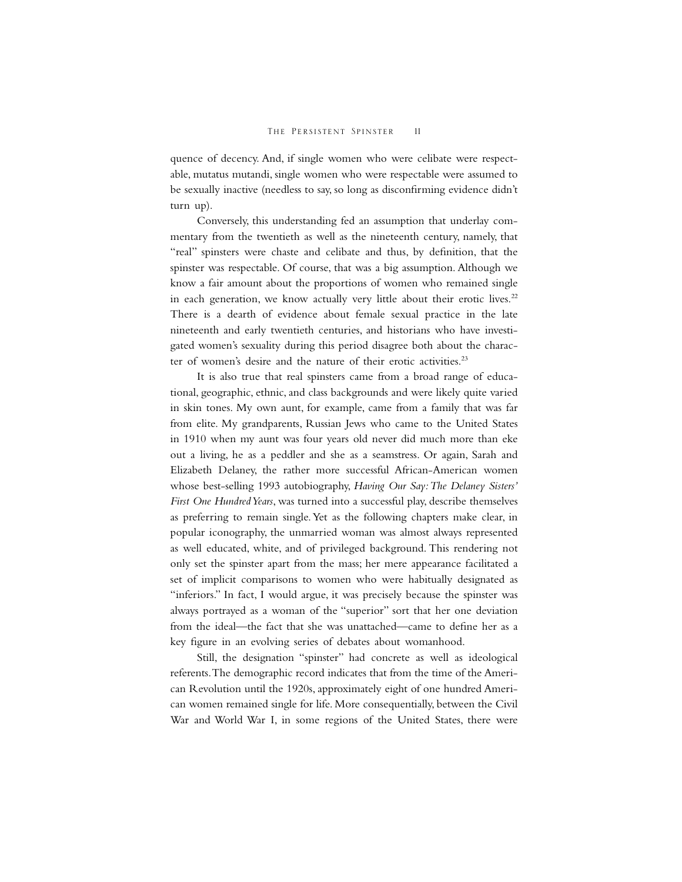quence of decency. And, if single women who were celibate were respectable, mutatus mutandi, single women who were respectable were assumed to be sexually inactive (needless to say, so long as disconfirming evidence didn't turn up).

Conversely, this understanding fed an assumption that underlay commentary from the twentieth as well as the nineteenth century, namely, that "real" spinsters were chaste and celibate and thus, by definition, that the spinster was respectable. Of course, that was a big assumption. Although we know a fair amount about the proportions of women who remained single in each generation, we know actually very little about their erotic lives.[22] There is a dearth of evidence about female sexual practice in the late nineteenth and early twentieth centuries, and historians who have investigated women's sexuality during this period disagree both about the character of women's desire and the nature of their erotic activities.[23]

It is also true that real spinsters came from a broad range of educational, geographic, ethnic, and class backgrounds and were likely quite varied in skin tones. My own aunt, for example, came from a family that was far from elite. My grandparents, Russian Jews who came to the United States in 1910 when my aunt was four years old never did much more than eke out a living, he as a peddler and she as a seamstress. Or again, Sarah and Elizabeth Delaney, the rather more successful African-American women whose best-selling 1993 autobiography, *Having Our Say: The Delaney Sisters' First One Hundred Years*, was turned into a successful play, describe themselves as preferring to remain single. Yet as the following chapters make clear, in popular iconography, the unmarried woman was almost always represented as well educated, white, and of privileged background. This rendering not only set the spinster apart from the mass; her mere appearance facilitated a set of implicit comparisons to women who were habitually designated as "inferiors." In fact, I would argue, it was precisely because the spinster was always portrayed as a woman of the "superior" sort that her one deviation from the ideal—the fact that she was unattached—came to define her as a key figure in an evolving series of debates about womanhood.

Still, the designation "spinster" had concrete as well as ideological referents. The demographic record indicates that from the time of the American Revolution until the 1920s, approximately eight of one hundred American women remained single for life. More consequentially, between the Civil War and World War I, in some regions of the United States, there were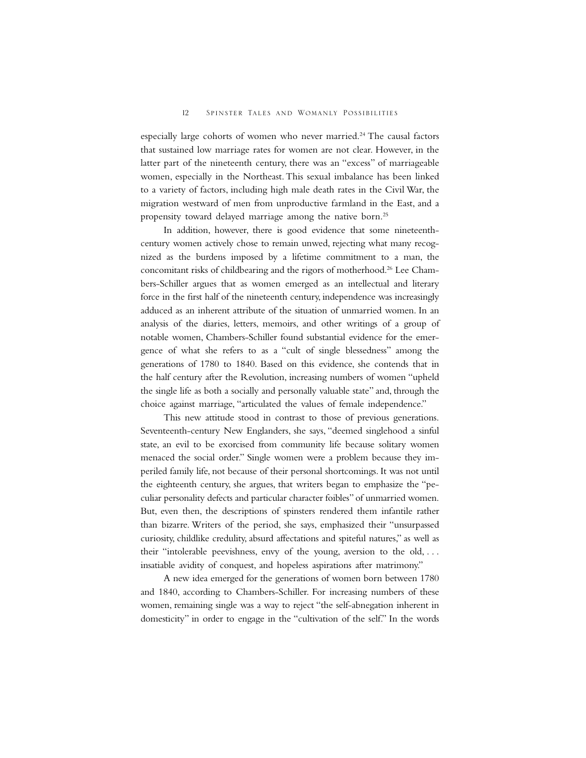especially large cohorts of women who never married.[24] The causal factors that sustained low marriage rates for women are not clear. However, in the latter part of the nineteenth century, there was an "excess" of marriageable women, especially in the Northeast. This sexual imbalance has been linked to a variety of factors, including high male death rates in the Civil War, the migration westward of men from unproductive farmland in the East, and a propensity toward delayed marriage among the native born.[25]

In addition, however, there is good evidence that some nineteenth-century women actively chose to remain unwed, rejecting what many recognized as the burdens imposed by a lifetime commitment to a man, the concomitant risks of childbearing and the rigors of motherhood.[26] Lee Chambers-Schiller argues that as women emerged as an intellectual and literary force in the first half of the nineteenth century, independence was increasingly adduced as an inherent attribute of the situation of unmarried women. In an analysis of the diaries, letters, memoirs, and other writings of a group of notable women, Chambers-Schiller found substantial evidence for the emergence of what she refers to as a "cult of single blessedness" among the generations of 1780 to 1840. Based on this evidence, she contends that in the half century after the Revolution, increasing numbers of women "upheld the single life as both a socially and personally valuable state" and, through the choice against marriage, "articulated the values of female independence."

This new attitude stood in contrast to those of previous generations. Seventeenth-century New Englanders, she says, "deemed singlehood a sinful state, an evil to be exorcised from community life because solitary women menaced the social order." Single women were a problem because they imperiled family life, not because of their personal shortcomings. It was not until the eighteenth century, she argues, that writers began to emphasize the "peculiar personality defects and particular character foibles" of unmarried women. But, even then, the descriptions of spinsters rendered them infantile rather than bizarre. Writers of the period, she says, emphasized their "unsurpassed curiosity, childlike credulity, absurd affectations and spiteful natures," as well as their "intolerable peevishness, envy of the young, aversion to the old, . . . insatiable avidity of conquest, and hopeless aspirations after matrimony."

A new idea emerged for the generations of women born between 1780 and 1840, according to Chambers-Schiller. For increasing numbers of these women, remaining single was a way to reject "the self-abnegation inherent in domesticity" in order to engage in the "cultivation of the self." In the words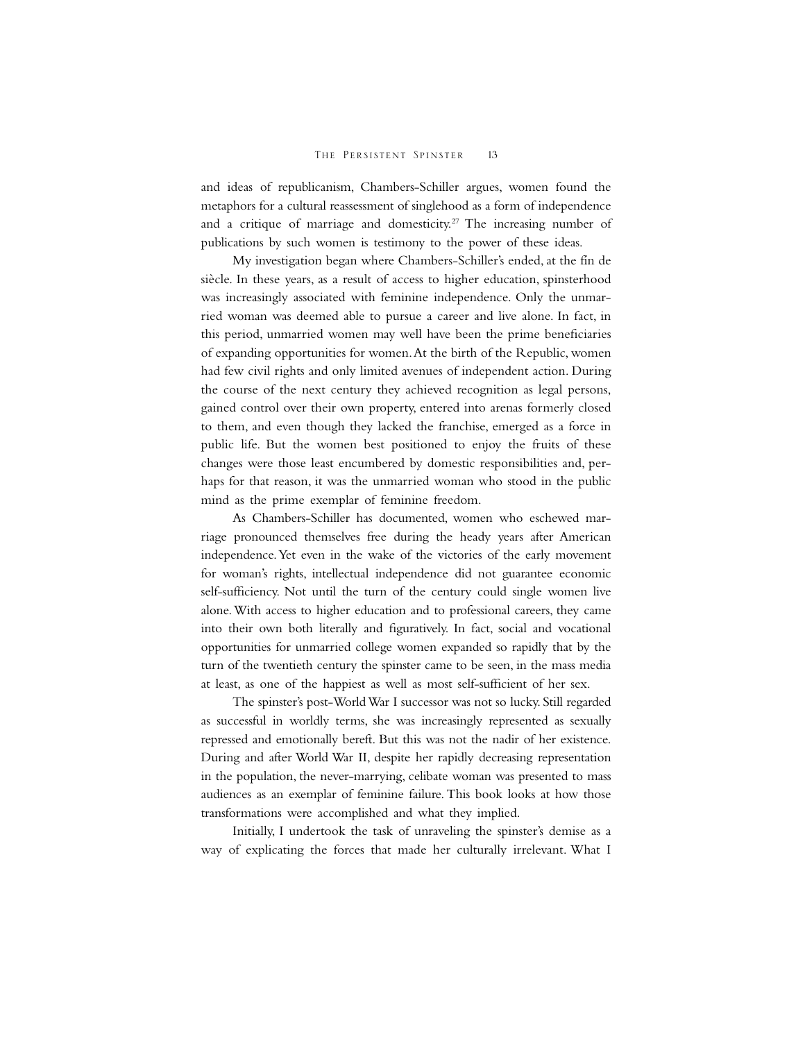and ideas of republicanism, Chambers-Schiller argues, women found the metaphors for a cultural reassessment of singlehood as a form of independence and a critique of marriage and domesticity.[27] The increasing number of publications by such women is testimony to the power of these ideas.

My investigation began where Chambers-Schiller's ended, at the fin de siècle. In these years, as a result of access to higher education, spinsterhood was increasingly associated with feminine independence. Only the unmarried woman was deemed able to pursue a career and live alone. In fact, in this period, unmarried women may well have been the prime beneficiaries of expanding opportunities for women. At the birth of the Republic, women had few civil rights and only limited avenues of independent action. During the course of the next century they achieved recognition as legal persons, gained control over their own property, entered into arenas formerly closed to them, and even though they lacked the franchise, emerged as a force in public life. But the women best positioned to enjoy the fruits of these changes were those least encumbered by domestic responsibilities and, perhaps for that reason, it was the unmarried woman who stood in the public mind as the prime exemplar of feminine freedom.

As Chambers-Schiller has documented, women who eschewed marriage pronounced themselves free during the heady years after American independence. Yet even in the wake of the victories of the early movement for woman's rights, intellectual independence did not guarantee economic self-sufficiency. Not until the turn of the century could single women live alone. With access to higher education and to professional careers, they came into their own both literally and figuratively. In fact, social and vocational opportunities for unmarried college women expanded so rapidly that by the turn of the twentieth century the spinster came to be seen, in the mass media at least, as one of the happiest as well as most self-sufficient of her sex.

The spinster's post-World War I successor was not so lucky. Still regarded as successful in worldly terms, she was increasingly represented as sexually repressed and emotionally bereft. But this was not the nadir of her existence. During and after World War II, despite her rapidly decreasing representation in the population, the never-marrying, celibate woman was presented to mass audiences as an exemplar of feminine failure. This book looks at how those transformations were accomplished and what they implied.

Initially, I undertook the task of unraveling the spinster's demise as a way of explicating the forces that made her culturally irrelevant. What I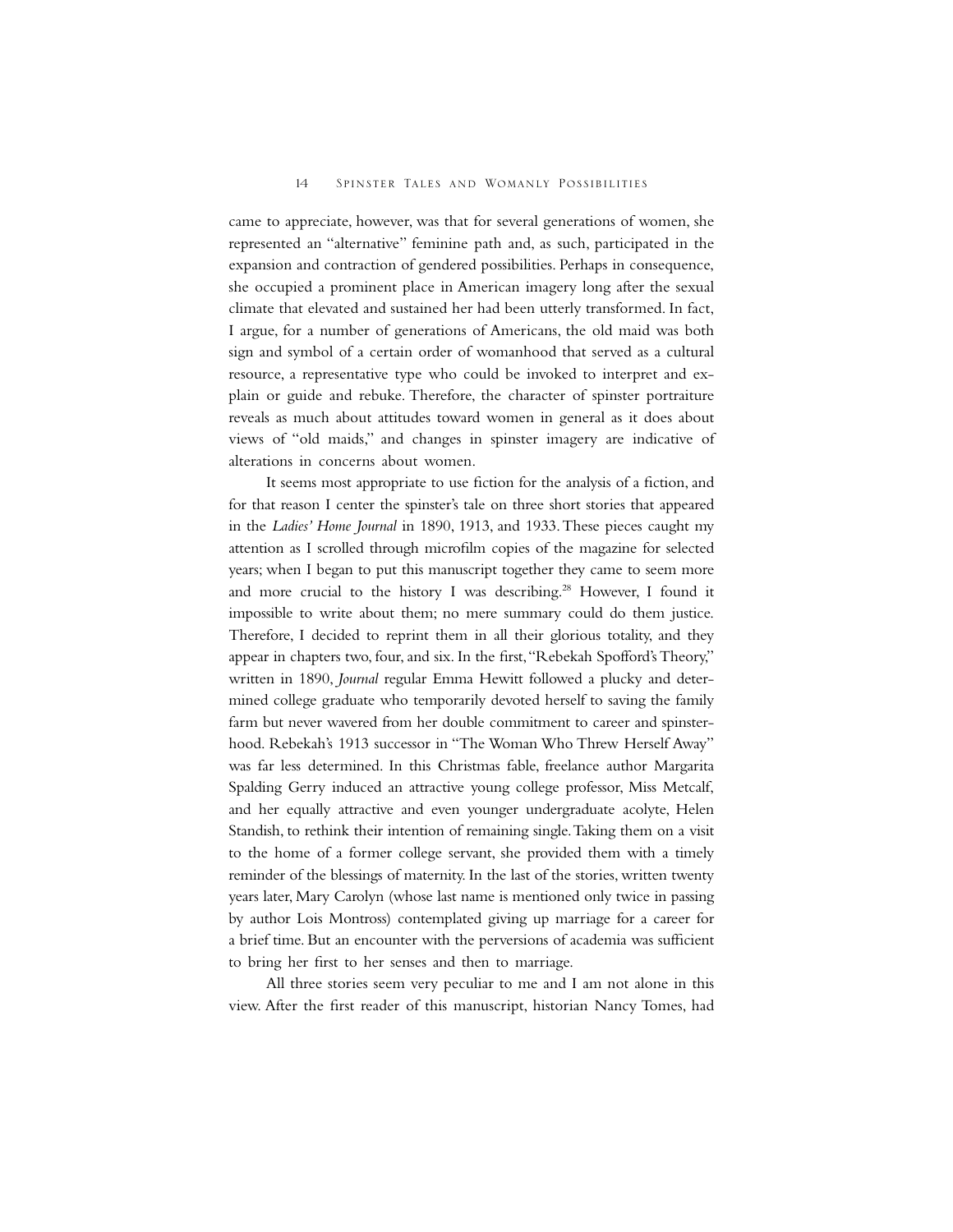came to appreciate, however, was that for several generations of women, she represented an "alternative" feminine path and, as such, participated in the expansion and contraction of gendered possibilities. Perhaps in consequence, she occupied a prominent place in American imagery long after the sexual climate that elevated and sustained her had been utterly transformed. In fact, I argue, for a number of generations of Americans, the old maid was both sign and symbol of a certain order of womanhood that served as a cultural resource, a representative type who could be invoked to interpret and explain or guide and rebuke. Therefore, the character of spinster portraiture reveals as much about attitudes toward women in general as it does about views of "old maids," and changes in spinster imagery are indicative of alterations in concerns about women.

It seems most appropriate to use fiction for the analysis of a fiction, and for that reason I center the spinster's tale on three short stories that appeared in the *Ladies' Home Journal* in 1890, 1913, and 1933. These pieces caught my attention as I scrolled through microfilm copies of the magazine for selected years; when I began to put this manuscript together they came to seem more and more crucial to the history I was describing.[28] However, I found it impossible to write about them; no mere summary could do them justice. Therefore, I decided to reprint them in all their glorious totality, and they appear in chapters two, four, and six. In the first, "Rebekah Spofford's Theory," written in 1890, *Journal* regular Emma Hewitt followed a plucky and determined college graduate who temporarily devoted herself to saving the family farm but never wavered from her double commitment to career and spinsterhood. Rebekah's 1913 successor in "The Woman Who Threw Herself Away" was far less determined. In this Christmas fable, freelance author Margarita Spalding Gerry induced an attractive young college professor, Miss Metcalf, and her equally attractive and even younger undergraduate acolyte, Helen Standish, to rethink their intention of remaining single. Taking them on a visit to the home of a former college servant, she provided them with a timely reminder of the blessings of maternity. In the last of the stories, written twenty years later, Mary Carolyn (whose last name is mentioned only twice in passing by author Lois Montross) contemplated giving up marriage for a career for a brief time. But an encounter with the perversions of academia was sufficient to bring her first to her senses and then to marriage.

All three stories seem very peculiar to me and I am not alone in this view. After the first reader of this manuscript, historian Nancy Tomes, had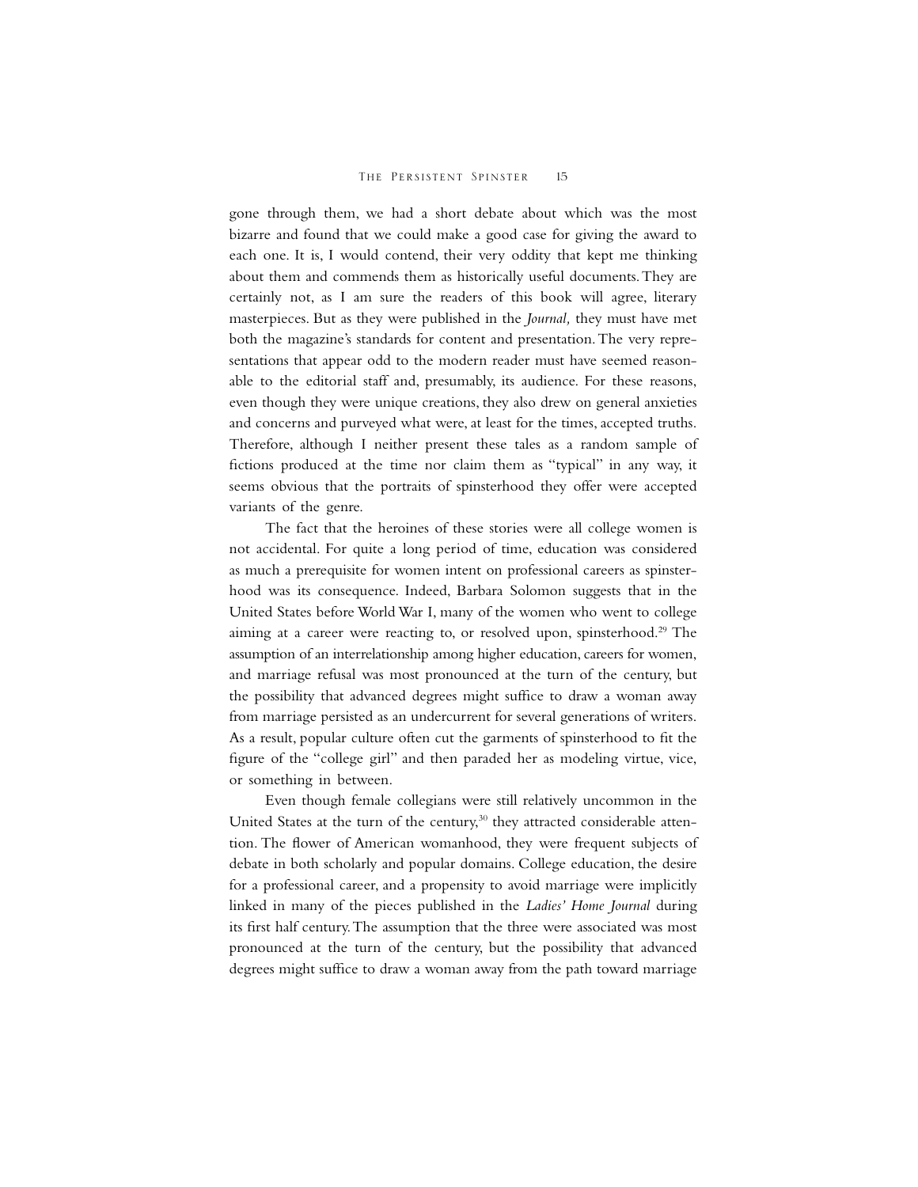gone through them, we had a short debate about which was the most bizarre and found that we could make a good case for giving the award to each one. It is, I would contend, their very oddity that kept me thinking about them and commends them as historically useful documents. They are certainly not, as I am sure the readers of this book will agree, literary masterpieces. But as they were published in the *Journal,* they must have met both the magazine's standards for content and presentation. The very representations that appear odd to the modern reader must have seemed reasonable to the editorial staff and, presumably, its audience. For these reasons, even though they were unique creations, they also drew on general anxieties and concerns and purveyed what were, at least for the times, accepted truths. Therefore, although I neither present these tales as a random sample of fictions produced at the time nor claim them as "typical" in any way, it seems obvious that the portraits of spinsterhood they offer were accepted variants of the genre.

The fact that the heroines of these stories were all college women is not accidental. For quite a long period of time, education was considered as much a prerequisite for women intent on professional careers as spinsterhood was its consequence. Indeed, Barbara Solomon suggests that in the United States before World War I, many of the women who went to college aiming at a career were reacting to, or resolved upon, spinsterhood.[29] The assumption of an interrelationship among higher education, careers for women, and marriage refusal was most pronounced at the turn of the century, but the possibility that advanced degrees might suffice to draw a woman away from marriage persisted as an undercurrent for several generations of writers. As a result, popular culture often cut the garments of spinsterhood to fit the figure of the "college girl" and then paraded her as modeling virtue, vice, or something in between.

Even though female collegians were still relatively uncommon in the United States at the turn of the century,[30] they attracted considerable attention. The flower of American womanhood, they were frequent subjects of debate in both scholarly and popular domains. College education, the desire for a professional career, and a propensity to avoid marriage were implicitly linked in many of the pieces published in the *Ladies' Home Journal* during its first half century. The assumption that the three were associated was most pronounced at the turn of the century, but the possibility that advanced degrees might suffice to draw a woman away from the path toward marriage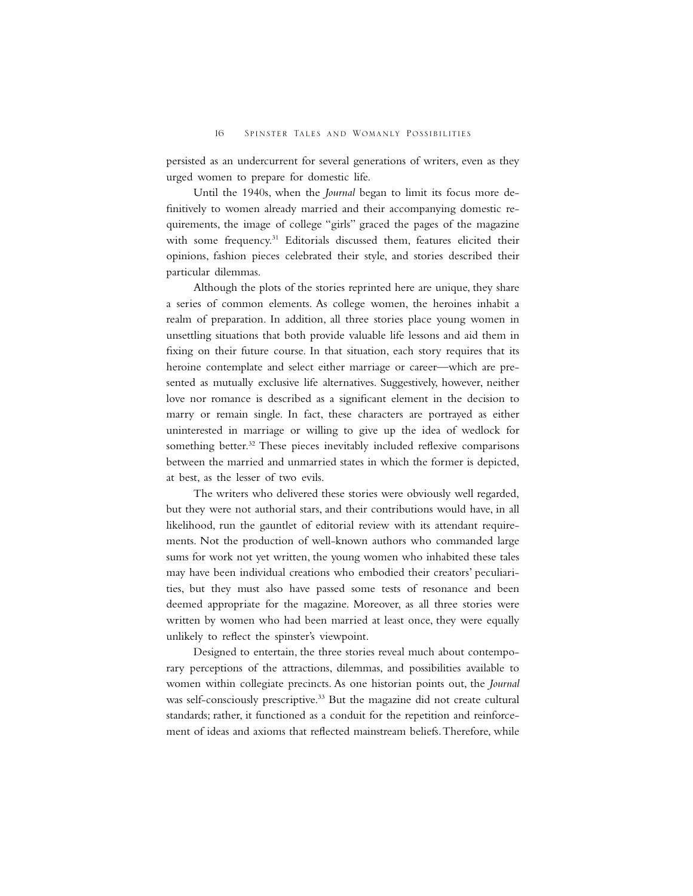persisted as an undercurrent for several generations of writers, even as they urged women to prepare for domestic life.

Until the 1940s, when the *Journal* began to limit its focus more definitively to women already married and their accompanying domestic requirements, the image of college "girls" graced the pages of the magazine with some frequency.[31] Editorials discussed them, features elicited their opinions, fashion pieces celebrated their style, and stories described their particular dilemmas.

Although the plots of the stories reprinted here are unique, they share a series of common elements. As college women, the heroines inhabit a realm of preparation. In addition, all three stories place young women in unsettling situations that both provide valuable life lessons and aid them in fixing on their future course. In that situation, each story requires that its heroine contemplate and select either marriage or career—which are presented as mutually exclusive life alternatives. Suggestively, however, neither love nor romance is described as a significant element in the decision to marry or remain single. In fact, these characters are portrayed as either uninterested in marriage or willing to give up the idea of wedlock for something better.[32] These pieces inevitably included reflexive comparisons between the married and unmarried states in which the former is depicted, at best, as the lesser of two evils.

The writers who delivered these stories were obviously well regarded, but they were not authorial stars, and their contributions would have, in all likelihood, run the gauntlet of editorial review with its attendant requirements. Not the production of well-known authors who commanded large sums for work not yet written, the young women who inhabited these tales may have been individual creations who embodied their creators' peculiarities, but they must also have passed some tests of resonance and been deemed appropriate for the magazine. Moreover, as all three stories were written by women who had been married at least once, they were equally unlikely to reflect the spinster's viewpoint.

Designed to entertain, the three stories reveal much about contemporary perceptions of the attractions, dilemmas, and possibilities available to women within collegiate precincts. As one historian points out, the *Journal* was self-consciously prescriptive.[33] But the magazine did not create cultural standards; rather, it functioned as a conduit for the repetition and reinforcement of ideas and axioms that reflected mainstream beliefs. Therefore, while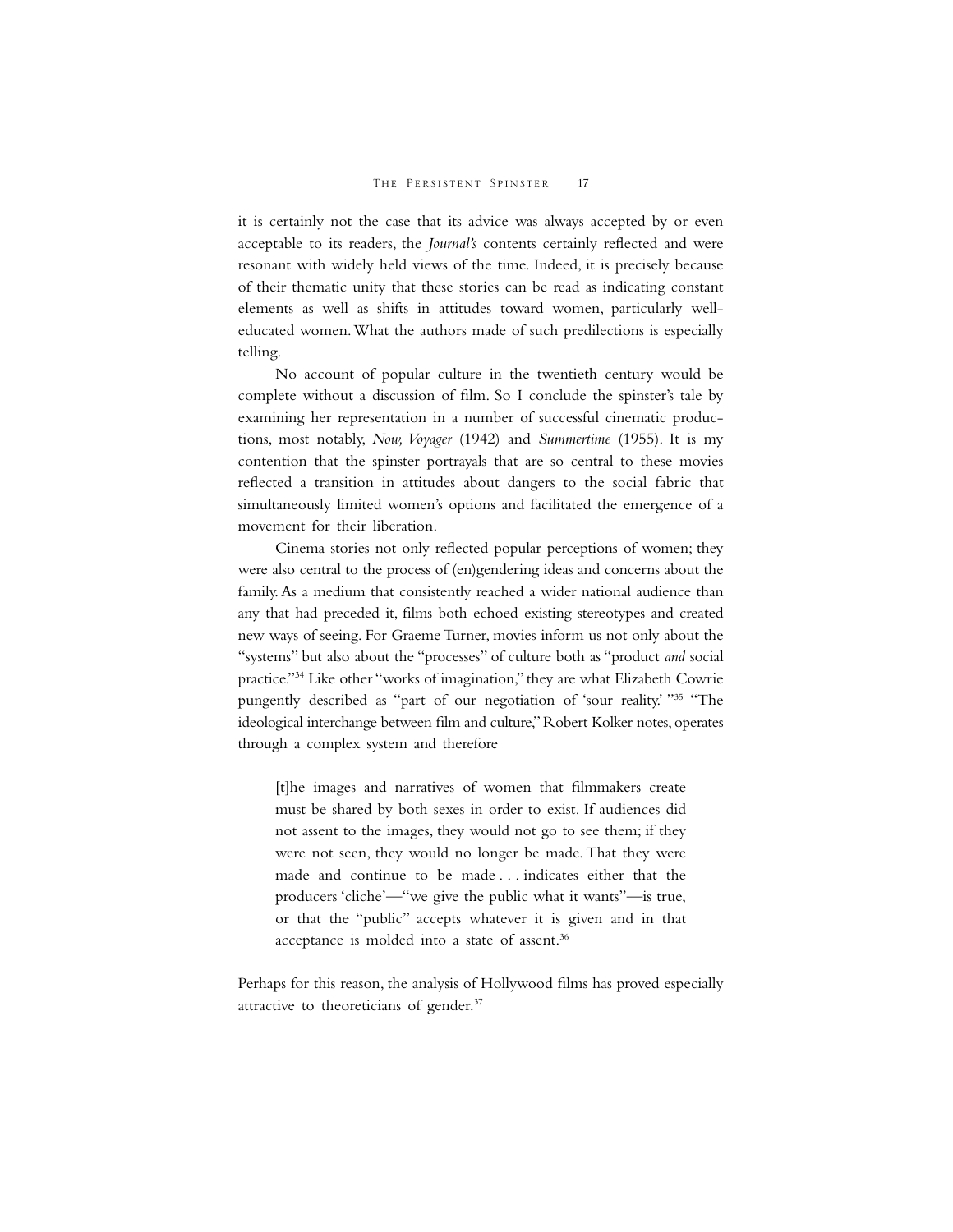it is certainly not the case that its advice was always accepted by or even acceptable to its readers, the *Journal's* contents certainly reflected and were resonant with widely held views of the time. Indeed, it is precisely because of their thematic unity that these stories can be read as indicating constant elements as well as shifts in attitudes toward women, particularly well-educated women. What the authors made of such predilections is especially telling.

No account of popular culture in the twentieth century would be complete without a discussion of film. So I conclude the spinster's tale by examining her representation in a number of successful cinematic productions, most notably, *Now, Voyager* (1942) and *Summertime* (1955). It is my contention that the spinster portrayals that are so central to these movies reflected a transition in attitudes about dangers to the social fabric that simultaneously limited women's options and facilitated the emergence of a movement for their liberation.

Cinema stories not only reflected popular perceptions of women; they were also central to the process of (en)gendering ideas and concerns about the family. As a medium that consistently reached a wider national audience than any that had preceded it, films both echoed existing stereotypes and created new ways of seeing. For Graeme Turner, movies inform us not only about the "systems" but also about the "processes" of culture both as "product *and* social practice."[34] Like other "works of imagination," they are what Elizabeth Cowrie pungently described as "part of our negotiation of 'sour reality.'"[35] "The ideological interchange between film and culture," Robert Kolker notes, operates through a complex system and therefore

> [t]he images and narratives of women that filmmakers create must be shared by both sexes in order to exist. If audiences did not assent to the images, they would not go to see them; if they were not seen, they would no longer be made. That they were made and continue to be made . . . indicates either that the producers 'cliche'—"we give the public what it wants"—is true, or that the "public" accepts whatever it is given and in that acceptance is molded into a state of assent.[36]

Perhaps for this reason, the analysis of Hollywood films has proved especially attractive to theoreticians of gender.[37]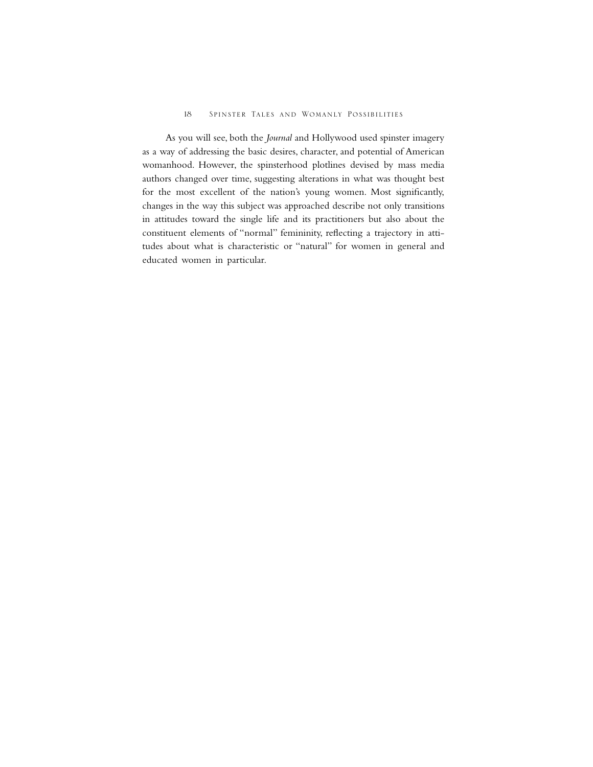As you will see, both the *Journal* and Hollywood used spinster imagery as a way of addressing the basic desires, character, and potential of American womanhood. However, the spinsterhood plotlines devised by mass media authors changed over time, suggesting alterations in what was thought best for the most excellent of the nation's young women. Most significantly, changes in the way this subject was approached describe not only transitions in attitudes toward the single life and its practitioners but also about the constituent elements of "normal" femininity, reflecting a trajectory in attitudes about what is characteristic or "natural" for women in general and educated women in particular.